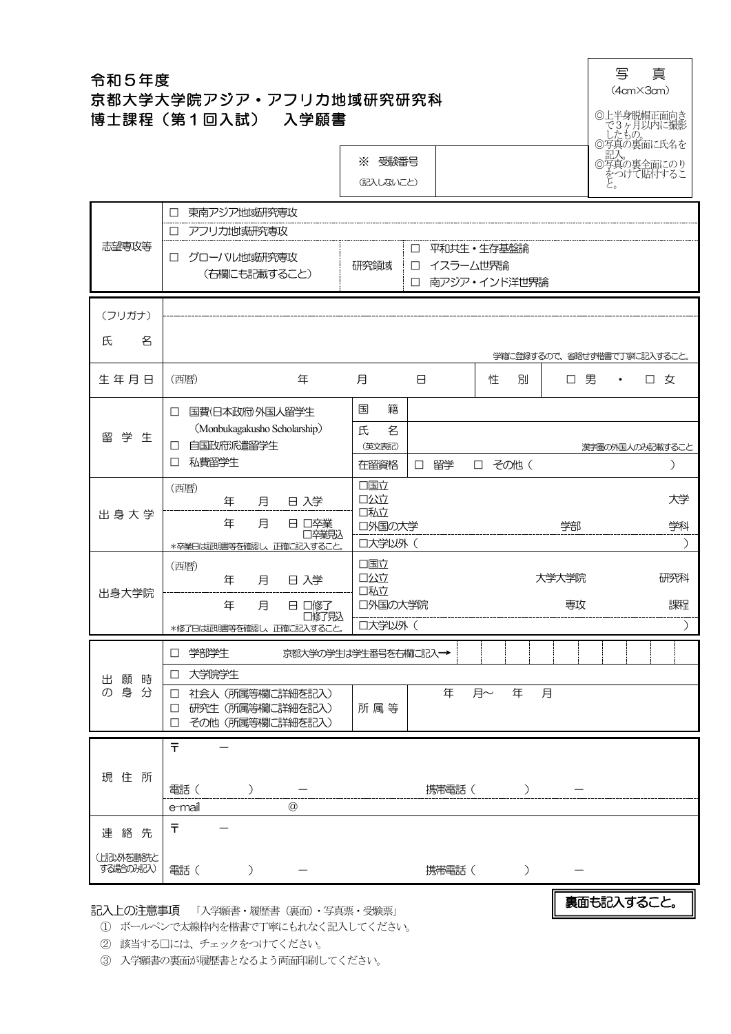# 令和５年度
# 京都大学大学院アジア・アフリカ地域研究研究科
# 博士課程（第１回入試）　入学願書

| 写　真 |
|---|
| (4cm×3cm) |
| ◎上半身脱帽正面向きで３ヶ月以内に撮影したもの。<br>◎写真の裏面に氏名を記入。<br>◎写真の裏全面にのりをつけて貼付すること。 |

| ※　受験番号<br>(記入しないこと) | |
|---|---|

| | | | |
|---|---|---|---|
| 志望専攻等 | □　東南アジア地域研究専攻 | | |
| | □　アフリカ地域研究専攻 | | |
| | □　グローバル地域研究専攻<br>（右欄にも記載すること） | 研究領域 | □　平和共生・生存基盤論<br>□　イスラーム世界論<br>□　南アジア・インド洋世界論 |

| | | | | |
|---|---|---|---|---|
| （フリガナ） | | | | |
| 氏　　名 | 学籍に登録するので、省略せず楷書で丁寧に記入すること。 | | | |
| 生年月日 | （西暦）　　年　　月　　日 | | 性　別 | □ 男　・　□ 女 |
| 留学生 | □　国費(日本政府)外国人留学生<br>（Monbukagakusho Scholarship）<br>□　自国政府派遣留学生<br>□　私費留学生 | 国　籍 | | |
| | | 氏　名<br>(英文表記) | 漢字圏の外国人のみ記載すること | |
| | | 在留資格 | □　留学　　□　その他（　　　　） | |
| 出身大学 | （西暦）<br>年　月　日 入学<br>年　月　日 □卒業 □卒業見込<br>＊卒業日は証明書等を確認し、正確に記入すること。 | □国立<br>□公立<br>□私立<br>□外国の大学 | 大学<br>学部　　学科 | |
| | | □大学以外（　　　　） | | |
| 出身大学院 | （西暦）<br>年　月　日 入学<br>年　月　日 □修了 □修了見込<br>＊修了日は証明書等を確認し、正確に記入すること。 | □国立<br>□公立<br>□私立<br>□外国の大学院 | 大学大学院　　研究科<br>専攻　　課程 | |
| | | □大学以外（　　　　） | | |

| | | | |
|---|---|---|---|
| 出願時の身分 | □　学部学生　　京都大学の学生は学生番号を右欄に記入→ | | |
| | □　大学院学生 | | |
| | □　社会人（所属等欄に詳細を記入）<br>□　研究生（所属等欄に詳細を記入）<br>□　その他（所属等欄に詳細を記入） | 所属等 | 年　月～　年　月 |

| | |
|---|---|
| 現住所 | 〒　　－<br><br>電話（　　）　－　　　　携帯電話（　　）　－ |
| | e-mail　　　@ |
| 連絡先<br>(上記以外を連絡先とする場合のみ記入) | 〒　　－<br><br>電話（　　）　－　　　　携帯電話（　　）　－ |

**裏面も記入すること。**

記入上の注意事項　「入学願書・履歴書（裏面）・写真票・受験票」

① ボールペンで太線枠内を楷書で丁寧にもれなく記入してください。

② 該当する□には、チェックをつけてください。

③ 入学願書の裏面が履歴書となるよう両面印刷してください。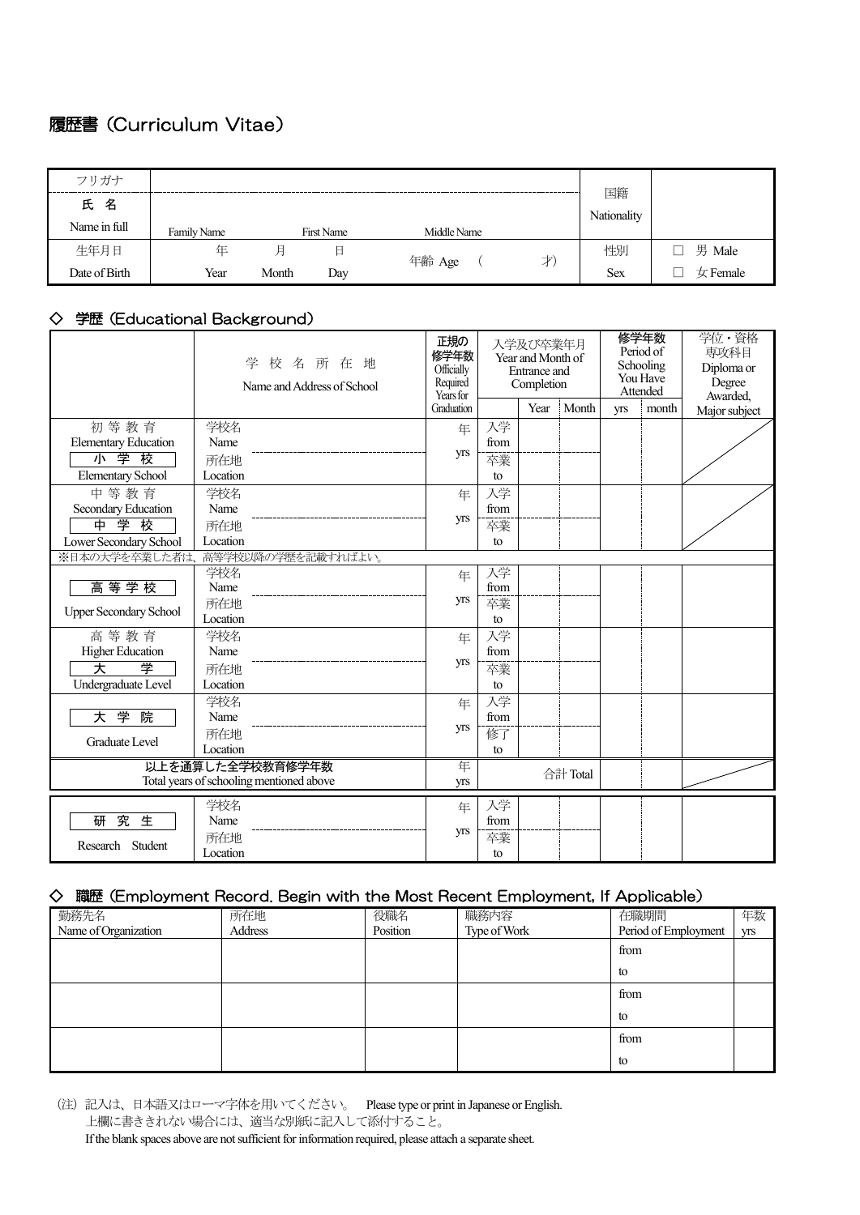# 履歴書 (Curriculum Vitae)

| フリガナ | | | | | 国籍 Nationality | |
|---|---|---|---|---|---|---|
| 氏 名 Name in full | Family Name | First Name | Middle Name | | | |
| 生年月日 Date of Birth | 年 Year | 月 Month | 日 Day | 年齢 Age ( 才) | 性別 Sex | □ 男 Male □ 女 Female |

## ◇ 学歴 (Educational Background)

| | 学校名所在地 Name and Address of School | 正規の修学年数 Officially Required Years for Graduation | 入学及び卒業年月 Year and Month of Entrance and Completion | Year | Month | 修学年数 Period of Schooling You Have Attended yrs | month | 学位・資格 専攻科目 Diploma or Degree Awarded, Major subject |
|---|---|---|---|---|---|---|---|---|
| 初等教育 Elementary Education 小学校 Elementary School | 学校名 Name 所在地 Location | 年 yrs | 入学 from 卒業 to | | | | | |
| 中等教育 Secondary Education 中学校 Lower Secondary School | 学校名 Name 所在地 Location | 年 yrs | 入学 from 卒業 to | | | | | |
| ※日本の大学を卒業した者は、高等学校以降の学歴を記載すればよい。 | | | | | | | | |
| 高等学校 Upper Secondary School | 学校名 Name 所在地 Location | 年 yrs | 入学 from 卒業 to | | | | | |
| 高等教育 Higher Education 大学 Undergraduate Level | 学校名 Name 所在地 Location | 年 yrs | 入学 from 卒業 to | | | | | |
| 大学院 Graduate Level | 学校名 Name 所在地 Location | 年 yrs | 入学 from 修了 to | | | | | |
| 以上を通算した全学校教育修学年数 Total years of schooling mentioned above | | 年 yrs | 合計 Total | | | | | |
| 研究生 Research Student | 学校名 Name 所在地 Location | 年 yrs | 入学 from 卒業 to | | | | | |

## ◇ 職歴 (Employment Record. Begin with the Most Recent Employment, If Applicable)

| 勤務先名 Name of Organization | 所在地 Address | 役職名 Position | 職務内容 Type of Work | 在職期間 Period of Employment | 年数 yrs |
|---|---|---|---|---|---|
| | | | | from to | |
| | | | | from to | |
| | | | | from to | |

(注) 記入は、日本語又はローマ字体を用いてください。 Please type or print in Japanese or English.
上欄に書ききれない場合には、適当な別紙に記入して添付すること。
If the blank spaces above are not sufficient for information required, please attach a separate sheet.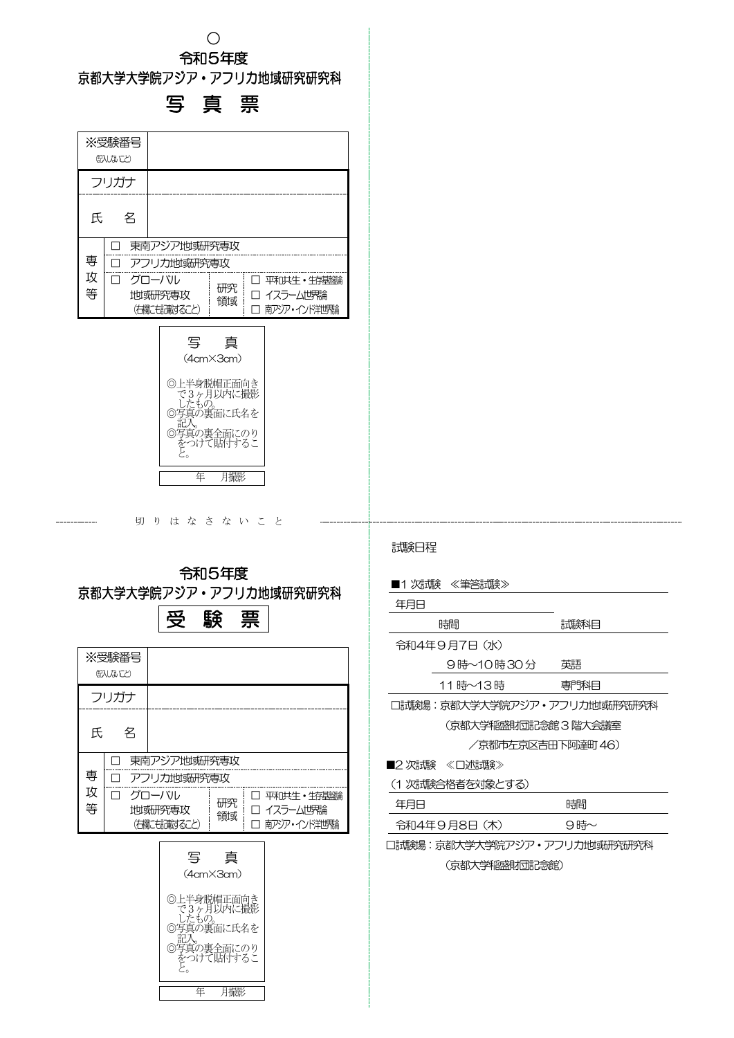○

# 令和5年度
# 京都大学大学院アジア・アフリカ地域研究研究科
## 写 真 票

| | | | |
|---|---|---|---|
| ※受験番号（記入しないこと） | | | |
| フリガナ | | | |
| 氏 名 | | | |
| 専攻等 | □ 東南アジア地域研究専攻 | | |
| | □ アフリカ地域研究専攻 | | |
| | □ グローバル地域研究専攻（右欄にも記載すること） | 研究領域 | □ 平和共生・生存基盤論<br>□ イスラーム世界論<br>□ 南アジア・インド洋世界論 |

写 真（4cm×3cm）

◎上半身脱帽正面向きで3ヶ月以内に撮影したもの。
◎写真の裏面に氏名を記入。
◎写真の裏全面にのりをつけて貼付すること。

年 月撮影

切 り は な さ な い こ と

# 令和5年度
# 京都大学大学院アジア・アフリカ地域研究研究科
## 受 験 票

| | | | |
|---|---|---|---|
| ※受験番号（記入しないこと） | | | |
| フリガナ | | | |
| 氏 名 | | | |
| 専攻等 | □ 東南アジア地域研究専攻 | | |
| | □ アフリカ地域研究専攻 | | |
| | □ グローバル地域研究専攻（右欄にも記載すること） | 研究領域 | □ 平和共生・生存基盤論<br>□ イスラーム世界論<br>□ 南アジア・インド洋世界論 |

写 真（4cm×3cm）

◎上半身脱帽正面向きで3ヶ月以内に撮影したもの。
◎写真の裏面に氏名を記入。
◎写真の裏全面にのりをつけて貼付すること。

年 月撮影

試験日程

■1 次試験 ≪筆答試験≫

| 年月日 | 時間 | 試験科目 |
|---|---|---|
| 令和4年9月7日（水） | | |
| | 9時～10時30分 | 英語 |
| | 11時～13時 | 専門科目 |

□試験場：京都大学大学院アジア・アフリカ地域研究研究科
（京都大学稲盛財団記念館３階大会議室
／京都市左京区吉田下阿達町46）

■2 次試験 ≪口述試験≫
（1 次試験合格者を対象とする）

| 年月日 | 時間 |
|---|---|
| 令和4年9月8日（木） | 9時～ |

□試験場：京都大学大学院アジア・アフリカ地域研究研究科
（京都大学稲盛財団記念館）